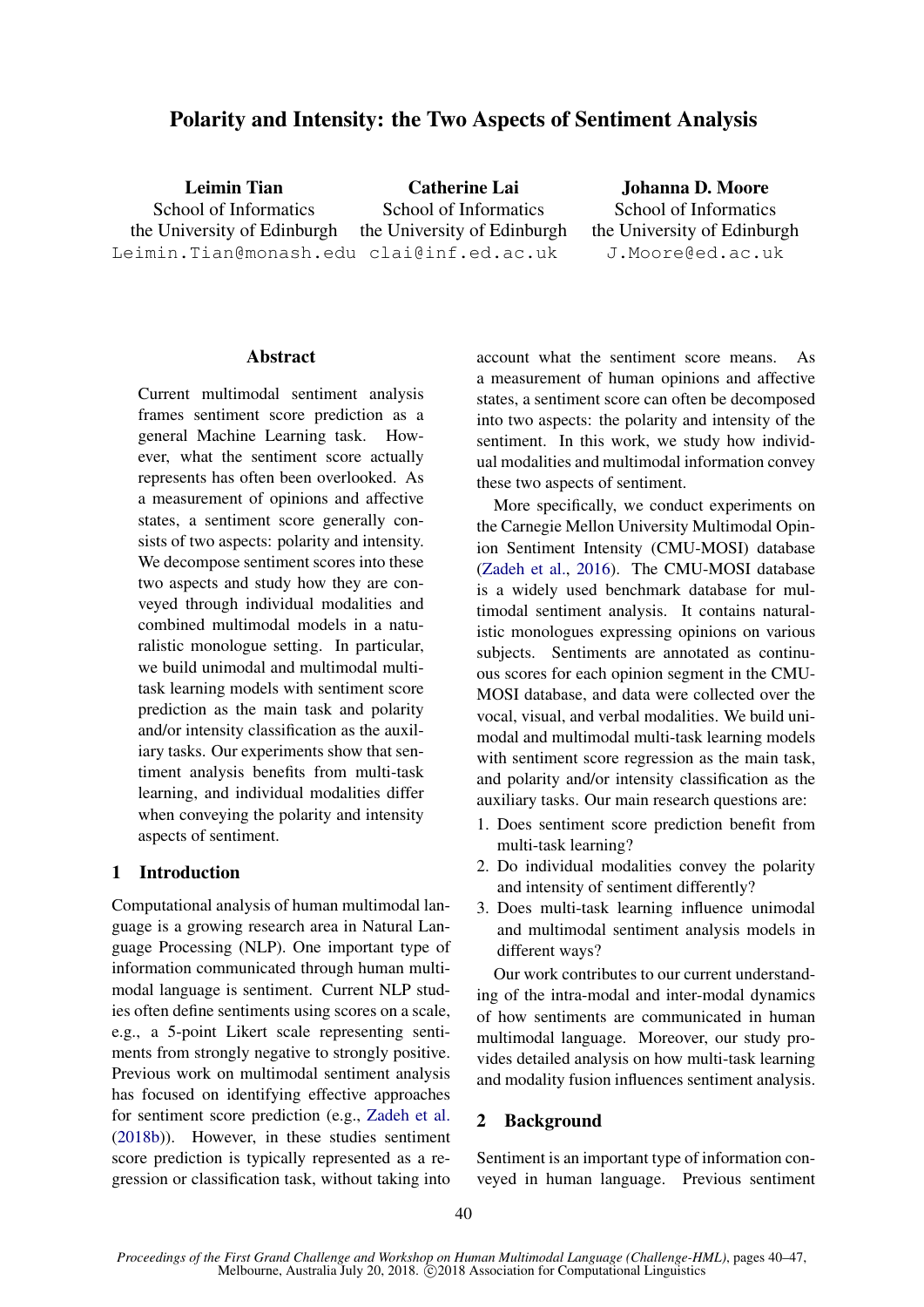# Polarity and Intensity: the Two Aspects of Sentiment Analysis

**Leimin Tian**
School of Informatics
the University of Edinburgh
Leimin.Tian@monash.edu

**Catherine Lai**
School of Informatics
the University of Edinburgh
clai@inf.ed.ac.uk

**Johanna D. Moore**
School of Informatics
the University of Edinburgh
J.Moore@ed.ac.uk

## Abstract

Current multimodal sentiment analysis frames sentiment score prediction as a general Machine Learning task. However, what the sentiment score actually represents has often been overlooked. As a measurement of opinions and affective states, a sentiment score generally consists of two aspects: polarity and intensity. We decompose sentiment scores into these two aspects and study how they are conveyed through individual modalities and combined multimodal models in a naturalistic monologue setting. In particular, we build unimodal and multimodal multi-task learning models with sentiment score prediction as the main task and polarity and/or intensity classification as the auxiliary tasks. Our experiments show that sentiment analysis benefits from multi-task learning, and individual modalities differ when conveying the polarity and intensity aspects of sentiment.

## 1 Introduction

Computational analysis of human multimodal language is a growing research area in Natural Language Processing (NLP). One important type of information communicated through human multimodal language is sentiment. Current NLP studies often define sentiments using scores on a scale, e.g., a 5-point Likert scale representing sentiments from strongly negative to strongly positive. Previous work on multimodal sentiment analysis has focused on identifying effective approaches for sentiment score prediction (e.g., Zadeh et al. (2018b)). However, in these studies sentiment score prediction is typically represented as a regression or classification task, without taking into account what the sentiment score means. As a measurement of human opinions and affective states, a sentiment score can often be decomposed into two aspects: the polarity and intensity of the sentiment. In this work, we study how individual modalities and multimodal information convey these two aspects of sentiment.

More specifically, we conduct experiments on the Carnegie Mellon University Multimodal Opinion Sentiment Intensity (CMU-MOSI) database (Zadeh et al., 2016). The CMU-MOSI database is a widely used benchmark database for multimodal sentiment analysis. It contains naturalistic monologues expressing opinions on various subjects. Sentiments are annotated as continuous scores for each opinion segment in the CMU-MOSI database, and data were collected over the vocal, visual, and verbal modalities. We build unimodal and multimodal multi-task learning models with sentiment score regression as the main task, and polarity and/or intensity classification as the auxiliary tasks. Our main research questions are:

1. Does sentiment score prediction benefit from multi-task learning?
2. Do individual modalities convey the polarity and intensity of sentiment differently?
3. Does multi-task learning influence unimodal and multimodal sentiment analysis models in different ways?

Our work contributes to our current understanding of the intra-modal and inter-modal dynamics of how sentiments are communicated in human multimodal language. Moreover, our study provides detailed analysis on how multi-task learning and modality fusion influences sentiment analysis.

## 2 Background

Sentiment is an important type of information conveyed in human language. Previous sentiment

*Proceedings of the First Grand Challenge and Workshop on Human Multimodal Language (Challenge-HML)*, pages 40–47, Melbourne, Australia July 20, 2018. ©2018 Association for Computational Linguistics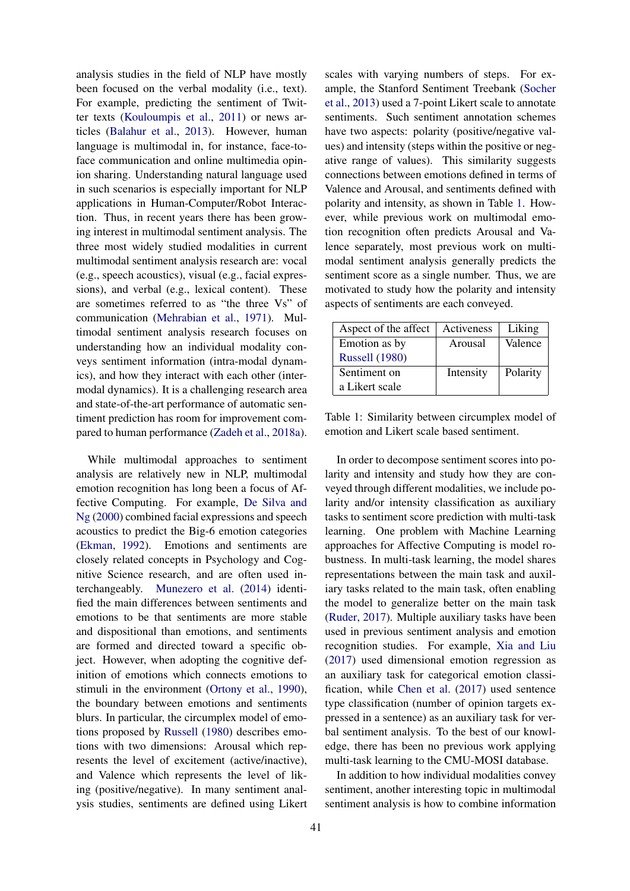analysis studies in the field of NLP have mostly been focused on the verbal modality (i.e., text). For example, predicting the sentiment of Twitter texts (Kouloumpis et al., 2011) or news articles (Balahur et al., 2013). However, human language is multimodal in, for instance, face-to-face communication and online multimedia opinion sharing. Understanding natural language used in such scenarios is especially important for NLP applications in Human-Computer/Robot Interaction. Thus, in recent years there has been growing interest in multimodal sentiment analysis. The three most widely studied modalities in current multimodal sentiment analysis research are: vocal (e.g., speech acoustics), visual (e.g., facial expressions), and verbal (e.g., lexical content). These are sometimes referred to as "the three Vs" of communication (Mehrabian et al., 1971). Multimodal sentiment analysis research focuses on understanding how an individual modality conveys sentiment information (intra-modal dynamics), and how they interact with each other (inter-modal dynamics). It is a challenging research area and state-of-the-art performance of automatic sentiment prediction has room for improvement compared to human performance (Zadeh et al., 2018a).

While multimodal approaches to sentiment analysis are relatively new in NLP, multimodal emotion recognition has long been a focus of Affective Computing. For example, De Silva and Ng (2000) combined facial expressions and speech acoustics to predict the Big-6 emotion categories (Ekman, 1992). Emotions and sentiments are closely related concepts in Psychology and Cognitive Science research, and are often used interchangeably. Munezero et al. (2014) identified the main differences between sentiments and emotions to be that sentiments are more stable and dispositional than emotions, and sentiments are formed and directed toward a specific object. However, when adopting the cognitive definition of emotions which connects emotions to stimuli in the environment (Ortony et al., 1990), the boundary between emotions and sentiments blurs. In particular, the circumplex model of emotions proposed by Russell (1980) describes emotions with two dimensions: Arousal which represents the level of excitement (active/inactive), and Valence which represents the level of liking (positive/negative). In many sentiment analysis studies, sentiments are defined using Likert scales with varying numbers of steps. For example, the Stanford Sentiment Treebank (Socher et al., 2013) used a 7-point Likert scale to annotate sentiments. Such sentiment annotation schemes have two aspects: polarity (positive/negative values) and intensity (steps within the positive or negative range of values). This similarity suggests connections between emotions defined in terms of Valence and Arousal, and sentiments defined with polarity and intensity, as shown in Table 1. However, while previous work on multimodal emotion recognition often predicts Arousal and Valence separately, most previous work on multimodal sentiment analysis generally predicts the sentiment score as a single number. Thus, we are motivated to study how the polarity and intensity aspects of sentiments are each conveyed.

| Aspect of the affect | Activeness | Liking |
|---|---|---|
| Emotion as by Russell (1980) | Arousal | Valence |
| Sentiment on a Likert scale | Intensity | Polarity |

Table 1: Similarity between circumplex model of emotion and Likert scale based sentiment.

In order to decompose sentiment scores into polarity and intensity and study how they are conveyed through different modalities, we include polarity and/or intensity classification as auxiliary tasks to sentiment score prediction with multi-task learning. One problem with Machine Learning approaches for Affective Computing is model robustness. In multi-task learning, the model shares representations between the main task and auxiliary tasks related to the main task, often enabling the model to generalize better on the main task (Ruder, 2017). Multiple auxiliary tasks have been used in previous sentiment analysis and emotion recognition studies. For example, Xia and Liu (2017) used dimensional emotion regression as an auxiliary task for categorical emotion classification, while Chen et al. (2017) used sentence type classification (number of opinion targets expressed in a sentence) as an auxiliary task for verbal sentiment analysis. To the best of our knowledge, there has been no previous work applying multi-task learning to the CMU-MOSI database.

In addition to how individual modalities convey sentiment, another interesting topic in multimodal sentiment analysis is how to combine information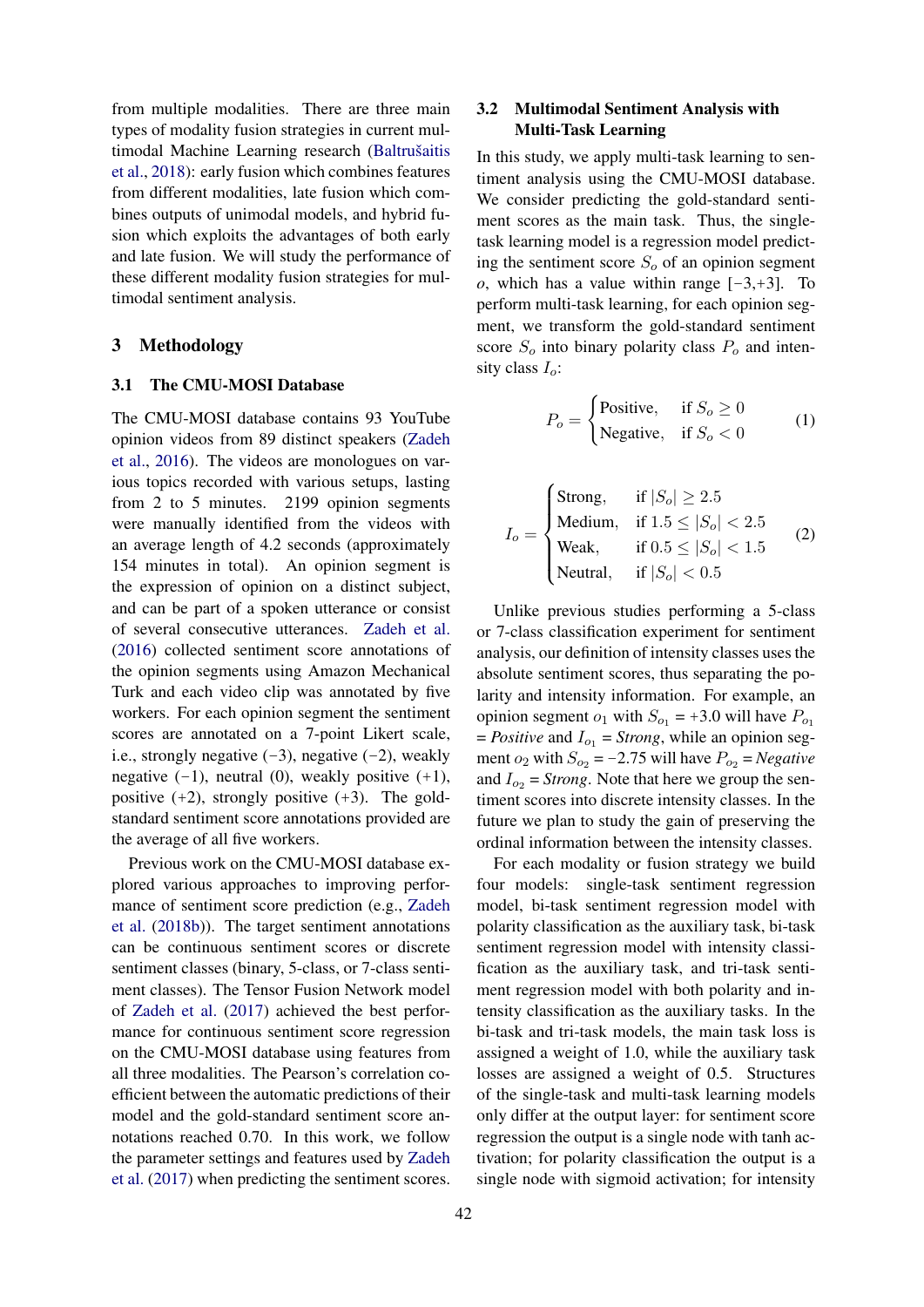from multiple modalities. There are three main types of modality fusion strategies in current multimodal Machine Learning research (Baltrušaitis et al., 2018): early fusion which combines features from different modalities, late fusion which combines outputs of unimodal models, and hybrid fusion which exploits the advantages of both early and late fusion. We will study the performance of these different modality fusion strategies for multimodal sentiment analysis.

## 3 Methodology

### 3.1 The CMU-MOSI Database

The CMU-MOSI database contains 93 YouTube opinion videos from 89 distinct speakers (Zadeh et al., 2016). The videos are monologues on various topics recorded with various setups, lasting from 2 to 5 minutes. 2199 opinion segments were manually identified from the videos with an average length of 4.2 seconds (approximately 154 minutes in total). An opinion segment is the expression of opinion on a distinct subject, and can be part of a spoken utterance or consist of several consecutive utterances. Zadeh et al. (2016) collected sentiment score annotations of the opinion segments using Amazon Mechanical Turk and each video clip was annotated by five workers. For each opinion segment the sentiment scores are annotated on a 7-point Likert scale, i.e., strongly negative (−3), negative (−2), weakly negative (−1), neutral (0), weakly positive (+1), positive (+2), strongly positive (+3). The gold-standard sentiment score annotations provided are the average of all five workers.

Previous work on the CMU-MOSI database explored various approaches to improving performance of sentiment score prediction (e.g., Zadeh et al. (2018b)). The target sentiment annotations can be continuous sentiment scores or discrete sentiment classes (binary, 5-class, or 7-class sentiment classes). The Tensor Fusion Network model of Zadeh et al. (2017) achieved the best performance for continuous sentiment score regression on the CMU-MOSI database using features from all three modalities. The Pearson's correlation coefficient between the automatic predictions of their model and the gold-standard sentiment score annotations reached 0.70. In this work, we follow the parameter settings and features used by Zadeh et al. (2017) when predicting the sentiment scores.

### 3.2 Multimodal Sentiment Analysis with Multi-Task Learning

In this study, we apply multi-task learning to sentiment analysis using the CMU-MOSI database. We consider predicting the gold-standard sentiment scores as the main task. Thus, the single-task learning model is a regression model predicting the sentiment score $S_o$ of an opinion segment $o$, which has a value within range [−3,+3]. To perform multi-task learning, for each opinion segment, we transform the gold-standard sentiment score $S_o$ into binary polarity class $P_o$ and intensity class $I_o$:

$$P_o = \begin{cases} \text{Positive}, & \text{if } S_o \geq 0 \\ \text{Negative}, & \text{if } S_o < 0 \end{cases} \tag{1}$$

$$I_o = \begin{cases} \text{Strong}, & \text{if } |S_o| \geq 2.5 \\ \text{Medium}, & \text{if } 1.5 \leq |S_o| < 2.5 \\ \text{Weak}, & \text{if } 0.5 \leq |S_o| < 1.5 \\ \text{Neutral}, & \text{if } |S_o| < 0.5 \end{cases} \tag{2}$$

Unlike previous studies performing a 5-class or 7-class classification experiment for sentiment analysis, our definition of intensity classes uses the absolute sentiment scores, thus separating the polarity and intensity information. For example, an opinion segment $o_1$ with $S_{o_1}$ = +3.0 will have $P_{o_1}$ = *Positive* and $I_{o_1}$ = *Strong*, while an opinion segment $o_2$ with $S_{o_2}$ = −2.75 will have $P_{o_2}$ = *Negative* and $I_{o_2}$ = *Strong*. Note that here we group the sentiment scores into discrete intensity classes. In the future we plan to study the gain of preserving the ordinal information between the intensity classes.

For each modality or fusion strategy we build four models: single-task sentiment regression model, bi-task sentiment regression model with polarity classification as the auxiliary task, bi-task sentiment regression model with intensity classification as the auxiliary task, and tri-task sentiment regression model with both polarity and intensity classification as the auxiliary tasks. In the bi-task and tri-task models, the main task loss is assigned a weight of 1.0, while the auxiliary task losses are assigned a weight of 0.5. Structures of the single-task and multi-task learning models only differ at the output layer: for sentiment score regression the output is a single node with tanh activation; for polarity classification the output is a single node with sigmoid activation; for intensity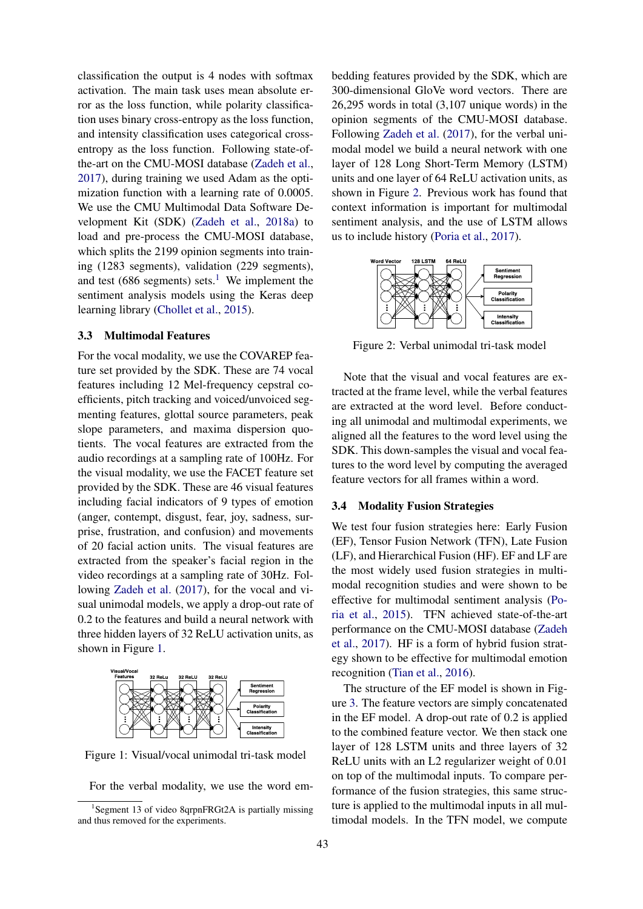classification the output is 4 nodes with softmax activation. The main task uses mean absolute error as the loss function, while polarity classification uses binary cross-entropy as the loss function, and intensity classification uses categorical cross-entropy as the loss function. Following state-of-the-art on the CMU-MOSI database (Zadeh et al., 2017), during training we used Adam as the optimization function with a learning rate of 0.0005. We use the CMU Multimodal Data Software Development Kit (SDK) (Zadeh et al., 2018a) to load and pre-process the CMU-MOSI database, which splits the 2199 opinion segments into training (1283 segments), validation (229 segments), and test (686 segments) sets.[1] We implement the sentiment analysis models using the Keras deep learning library (Chollet et al., 2015).

### 3.3 Multimodal Features

For the vocal modality, we use the COVAREP feature set provided by the SDK. These are 74 vocal features including 12 Mel-frequency cepstral coefficients, pitch tracking and voiced/unvoiced segmenting features, glottal source parameters, peak slope parameters, and maxima dispersion quotients. The vocal features are extracted from the audio recordings at a sampling rate of 100Hz. For the visual modality, we use the FACET feature set provided by the SDK. These are 46 visual features including facial indicators of 9 types of emotion (anger, contempt, disgust, fear, joy, sadness, surprise, frustration, and confusion) and movements of 20 facial action units. The visual features are extracted from the speaker's facial region in the video recordings at a sampling rate of 30Hz. Following Zadeh et al. (2017), for the vocal and visual unimodal models, we apply a drop-out rate of 0.2 to the features and build a neural network with three hidden layers of 32 ReLU activation units, as shown in Figure 1.

Visual/Vocal Features
32 ReLu
32 ReLU
32 ReLU
Sentiment Regression
Polarity Classification
Intensity Classification

Figure 1: Visual/vocal unimodal tri-task model

For the verbal modality, we use the word embedding features provided by the SDK, which are 300-dimensional GloVe word vectors. There are 26,295 words in total (3,107 unique words) in the opinion segments of the CMU-MOSI database. Following Zadeh et al. (2017), for the verbal unimodal model we build a neural network with one layer of 128 Long Short-Term Memory (LSTM) units and one layer of 64 ReLU activation units, as shown in Figure 2. Previous work has found that context information is important for multimodal sentiment analysis, and the use of LSTM allows us to include history (Poria et al., 2017).

Word Vector
128 LSTM
64 ReLU
Sentiment Regression
Polarity Classification
Intensity Classification

Figure 2: Verbal unimodal tri-task model

Note that the visual and vocal features are extracted at the frame level, while the verbal features are extracted at the word level. Before conducting all unimodal and multimodal experiments, we aligned all the features to the word level using the SDK. This down-samples the visual and vocal features to the word level by computing the averaged feature vectors for all frames within a word.

### 3.4 Modality Fusion Strategies

We test four fusion strategies here: Early Fusion (EF), Tensor Fusion Network (TFN), Late Fusion (LF), and Hierarchical Fusion (HF). EF and LF are the most widely used fusion strategies in multimodal recognition studies and were shown to be effective for multimodal sentiment analysis (Poria et al., 2015). TFN achieved state-of-the-art performance on the CMU-MOSI database (Zadeh et al., 2017). HF is a form of hybrid fusion strategy shown to be effective for multimodal emotion recognition (Tian et al., 2016).

The structure of the EF model is shown in Figure 3. The feature vectors are simply concatenated in the EF model. A drop-out rate of 0.2 is applied to the combined feature vector. We then stack one layer of 128 LSTM units and three layers of 32 ReLU units with an L2 regularizer weight of 0.01 on top of the multimodal inputs. To compare performance of the fusion strategies, this same structure is applied to the multimodal inputs in all multimodal models. In the TFN model, we compute

[1] Segment 13 of video 8qrpnFRGt2A is partially missing and thus removed for the experiments.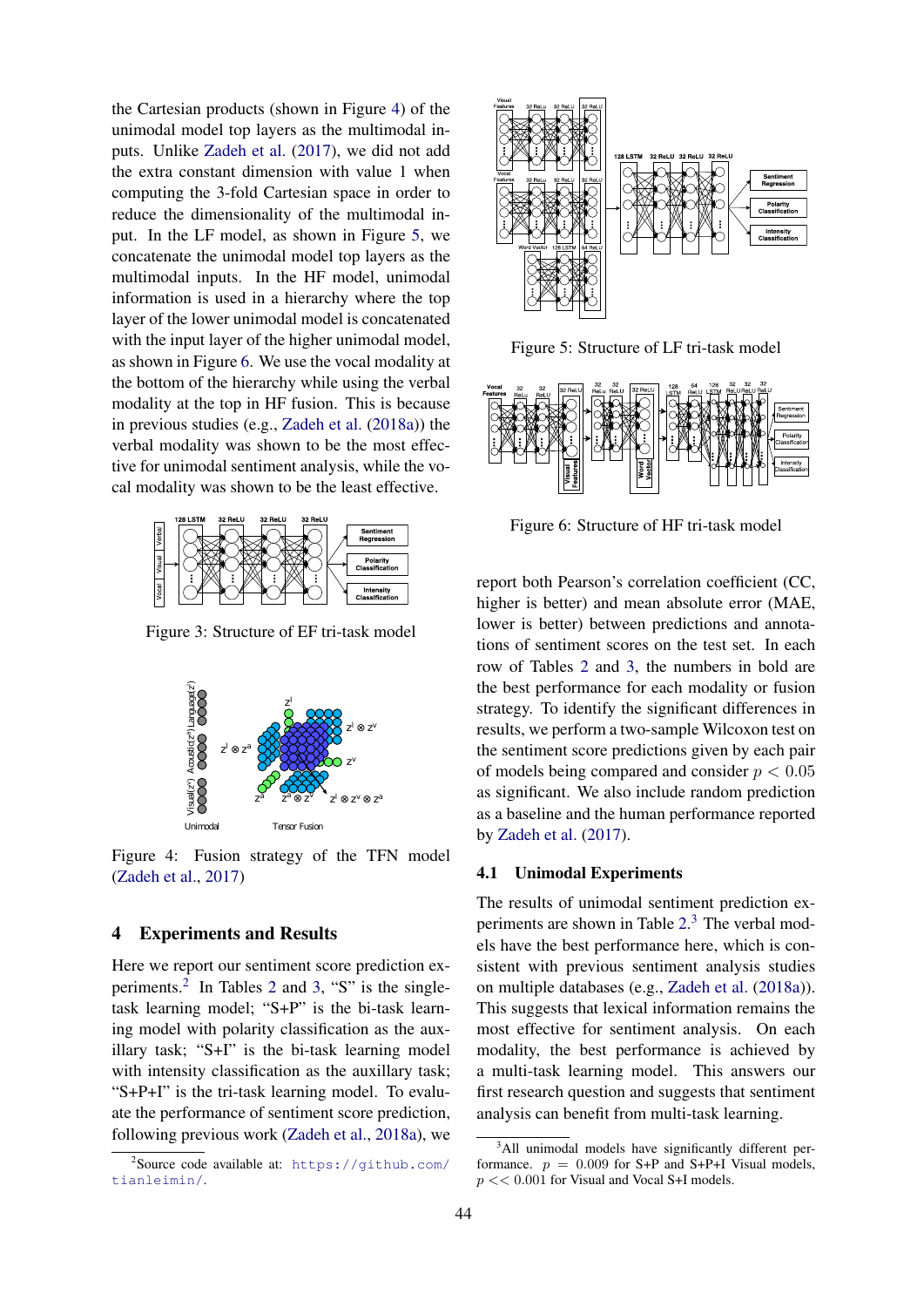the Cartesian products (shown in Figure 4) of the unimodal model top layers as the multimodal inputs. Unlike Zadeh et al. (2017), we did not add the extra constant dimension with value 1 when computing the 3-fold Cartesian space in order to reduce the dimensionality of the multimodal input. In the LF model, as shown in Figure 5, we concatenate the unimodal model top layers as the multimodal inputs. In the HF model, unimodal information is used in a hierarchy where the top layer of the lower unimodal model is concatenated with the input layer of the higher unimodal model, as shown in Figure 6. We use the vocal modality at the bottom of the hierarchy while using the verbal modality at the top in HF fusion. This is because in previous studies (e.g., Zadeh et al. (2018a)) the verbal modality was shown to be the most effective for unimodal sentiment analysis, while the vocal modality was shown to be the least effective.

Figure 3: Structure of EF tri-task model

Figure 4: Fusion strategy of the TFN model (Zadeh et al., 2017)

Figure 5: Structure of LF tri-task model

Figure 6: Structure of HF tri-task model

# 4 Experiments and Results

Here we report our sentiment score prediction experiments.[2] In Tables 2 and 3, "S" is the single-task learning model; "S+P" is the bi-task learning model with polarity classification as the auxillary task; "S+I" is the bi-task learning model with intensity classification as the auxillary task; "S+P+I" is the tri-task learning model. To evaluate the performance of sentiment score prediction, following previous work (Zadeh et al., 2018a), we report both Pearson's correlation coefficient (CC, higher is better) and mean absolute error (MAE, lower is better) between predictions and annotations of sentiment scores on the test set. In each row of Tables 2 and 3, the numbers in bold are the best performance for each modality or fusion strategy. To identify the significant differences in results, we perform a two-sample Wilcoxon test on the sentiment score predictions given by each pair of models being compared and consider $p < 0.05$ as significant. We also include random prediction as a baseline and the human performance reported by Zadeh et al. (2017).

## 4.1 Unimodal Experiments

The results of unimodal sentiment prediction experiments are shown in Table 2.[3] The verbal models have the best performance here, which is consistent with previous sentiment analysis studies on multiple databases (e.g., Zadeh et al. (2018a)). This suggests that lexical information remains the most effective for sentiment analysis. On each modality, the best performance is achieved by a multi-task learning model. This answers our first research question and suggests that sentiment analysis can benefit from multi-task learning.

[2] Source code available at: https://github.com/tianleimin/.

[3] All unimodal models have significantly different performance. $p = 0.009$ for S+P and S+P+I Visual models, $p << 0.001$ for Visual and Vocal S+I models.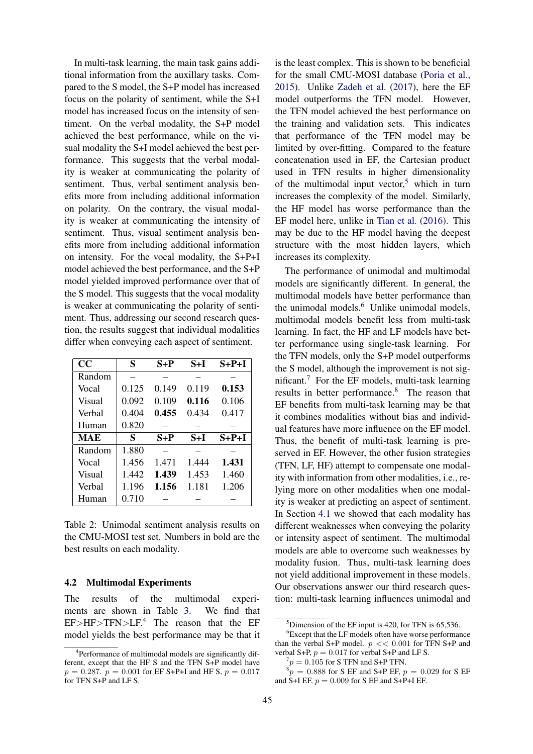In multi-task learning, the main task gains additional information from the auxillary tasks. Compared to the S model, the S+P model has increased focus on the polarity of sentiment, while the S+I model has increased focus on the intensity of sentiment. On the verbal modality, the S+P model achieved the best performance, while on the visual modality the S+I model achieved the best performance. This suggests that the verbal modality is weaker at communicating the polarity of sentiment. Thus, verbal sentiment analysis benefits more from including additional information on polarity. On the contrary, the visual modality is weaker at communicating the intensity of sentiment. Thus, visual sentiment analysis benefits more from including additional information on intensity. For the vocal modality, the S+P+I model achieved the best performance, and the S+P model yielded improved performance over that of the S model. This suggests that the vocal modality is weaker at communicating the polarity of sentiment. Thus, addressing our second research question, the results suggest that individual modalities differ when conveying each aspect of sentiment.

| CC | S | S+P | S+I | S+P+I |
|---|---|---|---|---|
| Random | – | – | – | – |
| Vocal | 0.125 | 0.149 | 0.119 | **0.153** |
| Visual | 0.092 | 0.109 | **0.116** | 0.106 |
| Verbal | 0.404 | **0.455** | 0.434 | 0.417 |
| Human | 0.820 | – | – | – |
| **MAE** | **S** | **S+P** | **S+I** | **S+P+I** |
| Random | 1.880 | – | – | – |
| Vocal | 1.456 | 1.471 | 1.444 | **1.431** |
| Visual | 1.442 | **1.439** | 1.453 | 1.460 |
| Verbal | 1.196 | **1.156** | 1.181 | 1.206 |
| Human | 0.710 | – | – | – |

Table 2: Unimodal sentiment analysis results on the CMU-MOSI test set. Numbers in bold are the best results on each modality.

### 4.2 Multimodal Experiments

The results of the multimodal experiments are shown in Table 3. We find that EF>HF>TFN>LF.[4] The reason that the EF model yields the best performance may be that it is the least complex. This is shown to be beneficial for the small CMU-MOSI database (Poria et al., 2015). Unlike Zadeh et al. (2017), here the EF model outperforms the TFN model. However, the TFN model achieved the best performance on the training and validation sets. This indicates that performance of the TFN model may be limited by over-fitting. Compared to the feature concatenation used in EF, the Cartesian product used in TFN results in higher dimensionality of the multimodal input vector,[5] which in turn increases the complexity of the model. Similarly, the HF model has worse performance than the EF model here, unlike in Tian et al. (2016). This may be due to the HF model having the deepest structure with the most hidden layers, which increases its complexity.

The performance of unimodal and multimodal models are significantly different. In general, the multimodal models have better performance than the unimodal models.[6] Unlike unimodal models, multimodal models benefit less from multi-task learning. In fact, the HF and LF models have better performance using single-task learning. For the TFN models, only the S+P model outperforms the S model, although the improvement is not significant.[7] For the EF models, multi-task learning results in better performance.[8] The reason that EF benefits from multi-task learning may be that it combines modalities without bias and individual features have more influence on the EF model. Thus, the benefit of multi-task learning is preserved in EF. However, the other fusion strategies (TFN, LF, HF) attempt to compensate one modality with information from other modalities, i.e., relying more on other modalities when one modality is weaker at predicting an aspect of sentiment. In Section 4.1 we showed that each modality has different weaknesses when conveying the polarity or intensity aspect of sentiment. The multimodal models are able to overcome such weaknesses by modality fusion. Thus, multi-task learning does not yield additional improvement in these models. Our observations answer our third research question: multi-task learning influences unimodal and

[4] Performance of multimodal models are significantly different, except that the HF and the TFN S+P model have $p = 0.287$. $p = 0.001$ for EF S+P+I and HF S, $p = 0.017$ for TFN S+P and LF S.

[5] Dimension of the EF input is 420, for TFN is 65,536.

[6] Except that the LF models often have worse performance than the verbal S+P model. $p << 0.001$ for TFN S+P and verbal S+P, $p = 0.017$ for verbal S+P and LF S.

[7] $p = 0.105$ for S TFN and S+P TFN.

[8] $p = 0.888$ for S EF and S+P EF, $p = 0.029$ for S EF and S+I EF, $p = 0.009$ for S EF and S+P+I EF.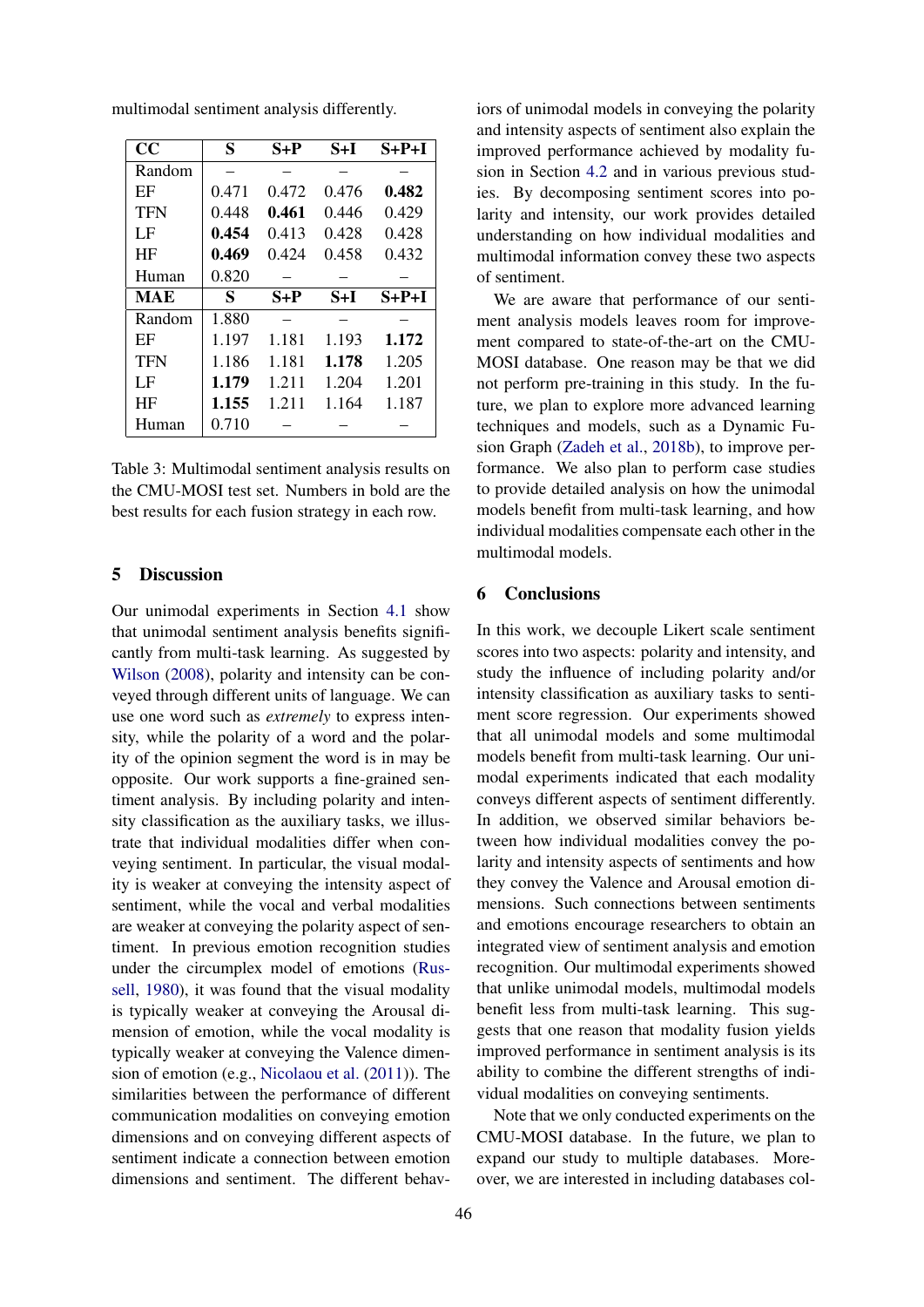multimodal sentiment analysis differently.

| CC | S | S+P | S+I | S+P+I |
|---|---|---|---|---|
| Random | – | – | – | – |
| EF | 0.471 | 0.472 | 0.476 | **0.482** |
| TFN | 0.448 | **0.461** | 0.446 | 0.429 |
| LF | **0.454** | 0.413 | 0.428 | 0.428 |
| HF | **0.469** | 0.424 | 0.458 | 0.432 |
| Human | 0.820 | – | – | – |
| **MAE** | **S** | **S+P** | **S+I** | **S+P+I** |
| Random | 1.880 | – | – | – |
| EF | 1.197 | 1.181 | 1.193 | **1.172** |
| TFN | 1.186 | 1.181 | **1.178** | 1.205 |
| LF | **1.179** | 1.211 | 1.204 | 1.201 |
| HF | **1.155** | 1.211 | 1.164 | 1.187 |
| Human | 0.710 | – | – | – |

Table 3: Multimodal sentiment analysis results on the CMU-MOSI test set. Numbers in bold are the best results for each fusion strategy in each row.

## 5 Discussion

Our unimodal experiments in Section 4.1 show that unimodal sentiment analysis benefits significantly from multi-task learning. As suggested by Wilson (2008), polarity and intensity can be conveyed through different units of language. We can use one word such as *extremely* to express intensity, while the polarity of a word and the polarity of the opinion segment the word is in may be opposite. Our work supports a fine-grained sentiment analysis. By including polarity and intensity classification as the auxiliary tasks, we illustrate that individual modalities differ when conveying sentiment. In particular, the visual modality is weaker at conveying the intensity aspect of sentiment, while the vocal and verbal modalities are weaker at conveying the polarity aspect of sentiment. In previous emotion recognition studies under the circumplex model of emotions (Russell, 1980), it was found that the visual modality is typically weaker at conveying the Arousal dimension of emotion, while the vocal modality is typically weaker at conveying the Valence dimension of emotion (e.g., Nicolaou et al. (2011)). The similarities between the performance of different communication modalities on conveying emotion dimensions and on conveying different aspects of sentiment indicate a connection between emotion dimensions and sentiment. The different behaviors of unimodal models in conveying the polarity and intensity aspects of sentiment also explain the improved performance achieved by modality fusion in Section 4.2 and in various previous studies. By decomposing sentiment scores into polarity and intensity, our work provides detailed understanding on how individual modalities and multimodal information convey these two aspects of sentiment.

We are aware that performance of our sentiment analysis models leaves room for improvement compared to state-of-the-art on the CMU-MOSI database. One reason may be that we did not perform pre-training in this study. In the future, we plan to explore more advanced learning techniques and models, such as a Dynamic Fusion Graph (Zadeh et al., 2018b), to improve performance. We also plan to perform case studies to provide detailed analysis on how the unimodal models benefit from multi-task learning, and how individual modalities compensate each other in the multimodal models.

## 6 Conclusions

In this work, we decouple Likert scale sentiment scores into two aspects: polarity and intensity, and study the influence of including polarity and/or intensity classification as auxiliary tasks to sentiment score regression. Our experiments showed that all unimodal models and some multimodal models benefit from multi-task learning. Our unimodal experiments indicated that each modality conveys different aspects of sentiment differently. In addition, we observed similar behaviors between how individual modalities convey the polarity and intensity aspects of sentiments and how they convey the Valence and Arousal emotion dimensions. Such connections between sentiments and emotions encourage researchers to obtain an integrated view of sentiment analysis and emotion recognition. Our multimodal experiments showed that unlike unimodal models, multimodal models benefit less from multi-task learning. This suggests that one reason that modality fusion yields improved performance in sentiment analysis is its ability to combine the different strengths of individual modalities on conveying sentiments.

Note that we only conducted experiments on the CMU-MOSI database. In the future, we plan to expand our study to multiple databases. Moreover, we are interested in including databases col-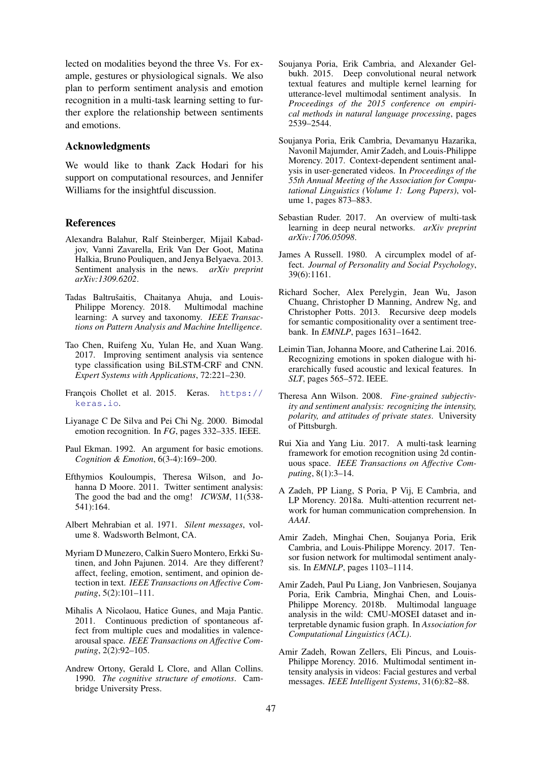lected on modalities beyond the three Vs. For example, gestures or physiological signals. We also plan to perform sentiment analysis and emotion recognition in a multi-task learning setting to further explore the relationship between sentiments and emotions.

## Acknowledgments

We would like to thank Zack Hodari for his support on computational resources, and Jennifer Williams for the insightful discussion.

## References

Alexandra Balahur, Ralf Steinberger, Mijail Kabadjov, Vanni Zavarella, Erik Van Der Goot, Matina Halkia, Bruno Pouliquen, and Jenya Belyaeva. 2013. Sentiment analysis in the news. *arXiv preprint arXiv:1309.6202*.

Tadas Baltrušaitis, Chaitanya Ahuja, and Louis-Philippe Morency. 2018. Multimodal machine learning: A survey and taxonomy. *IEEE Transactions on Pattern Analysis and Machine Intelligence*.

Tao Chen, Ruifeng Xu, Yulan He, and Xuan Wang. 2017. Improving sentiment analysis via sentence type classification using BiLSTM-CRF and CNN. *Expert Systems with Applications*, 72:221–230.

François Chollet et al. 2015. Keras. `https://keras.io`.

Liyanage C De Silva and Pei Chi Ng. 2000. Bimodal emotion recognition. In *FG*, pages 332–335. IEEE.

Paul Ekman. 1992. An argument for basic emotions. *Cognition & Emotion*, 6(3-4):169–200.

Efthymios Kouloumpis, Theresa Wilson, and Johanna D Moore. 2011. Twitter sentiment analysis: The good the bad and the omg! *ICWSM*, 11(538-541):164.

Albert Mehrabian et al. 1971. *Silent messages*, volume 8. Wadsworth Belmont, CA.

Myriam D Munezero, Calkin Suero Montero, Erkki Sutinen, and John Pajunen. 2014. Are they different? affect, feeling, emotion, sentiment, and opinion detection in text. *IEEE Transactions on Affective Computing*, 5(2):101–111.

Mihalis A Nicolaou, Hatice Gunes, and Maja Pantic. 2011. Continuous prediction of spontaneous affect from multiple cues and modalities in valence-arousal space. *IEEE Transactions on Affective Computing*, 2(2):92–105.

Andrew Ortony, Gerald L Clore, and Allan Collins. 1990. *The cognitive structure of emotions*. Cambridge University Press.

Soujanya Poria, Erik Cambria, and Alexander Gelbukh. 2015. Deep convolutional neural network textual features and multiple kernel learning for utterance-level multimodal sentiment analysis. In *Proceedings of the 2015 conference on empirical methods in natural language processing*, pages 2539–2544.

Soujanya Poria, Erik Cambria, Devamanyu Hazarika, Navonil Majumder, Amir Zadeh, and Louis-Philippe Morency. 2017. Context-dependent sentiment analysis in user-generated videos. In *Proceedings of the 55th Annual Meeting of the Association for Computational Linguistics (Volume 1: Long Papers)*, volume 1, pages 873–883.

Sebastian Ruder. 2017. An overview of multi-task learning in deep neural networks. *arXiv preprint arXiv:1706.05098*.

James A Russell. 1980. A circumplex model of affect. *Journal of Personality and Social Psychology*, 39(6):1161.

Richard Socher, Alex Perelygin, Jean Wu, Jason Chuang, Christopher D Manning, Andrew Ng, and Christopher Potts. 2013. Recursive deep models for semantic compositionality over a sentiment treebank. In *EMNLP*, pages 1631–1642.

Leimin Tian, Johanna Moore, and Catherine Lai. 2016. Recognizing emotions in spoken dialogue with hierarchically fused acoustic and lexical features. In *SLT*, pages 565–572. IEEE.

Theresa Ann Wilson. 2008. *Fine-grained subjectivity and sentiment analysis: recognizing the intensity, polarity, and attitudes of private states*. University of Pittsburgh.

Rui Xia and Yang Liu. 2017. A multi-task learning framework for emotion recognition using 2d continuous space. *IEEE Transactions on Affective Computing*, 8(1):3–14.

A Zadeh, PP Liang, S Poria, P Vij, E Cambria, and LP Morency. 2018a. Multi-attention recurrent network for human communication comprehension. In *AAAI*.

Amir Zadeh, Minghai Chen, Soujanya Poria, Erik Cambria, and Louis-Philippe Morency. 2017. Tensor fusion network for multimodal sentiment analysis. In *EMNLP*, pages 1103–1114.

Amir Zadeh, Paul Pu Liang, Jon Vanbriesen, Soujanya Poria, Erik Cambria, Minghai Chen, and Louis-Philippe Morency. 2018b. Multimodal language analysis in the wild: CMU-MOSEI dataset and interpretable dynamic fusion graph. In *Association for Computational Linguistics (ACL)*.

Amir Zadeh, Rowan Zellers, Eli Pincus, and Louis-Philippe Morency. 2016. Multimodal sentiment intensity analysis in videos: Facial gestures and verbal messages. *IEEE Intelligent Systems*, 31(6):82–88.